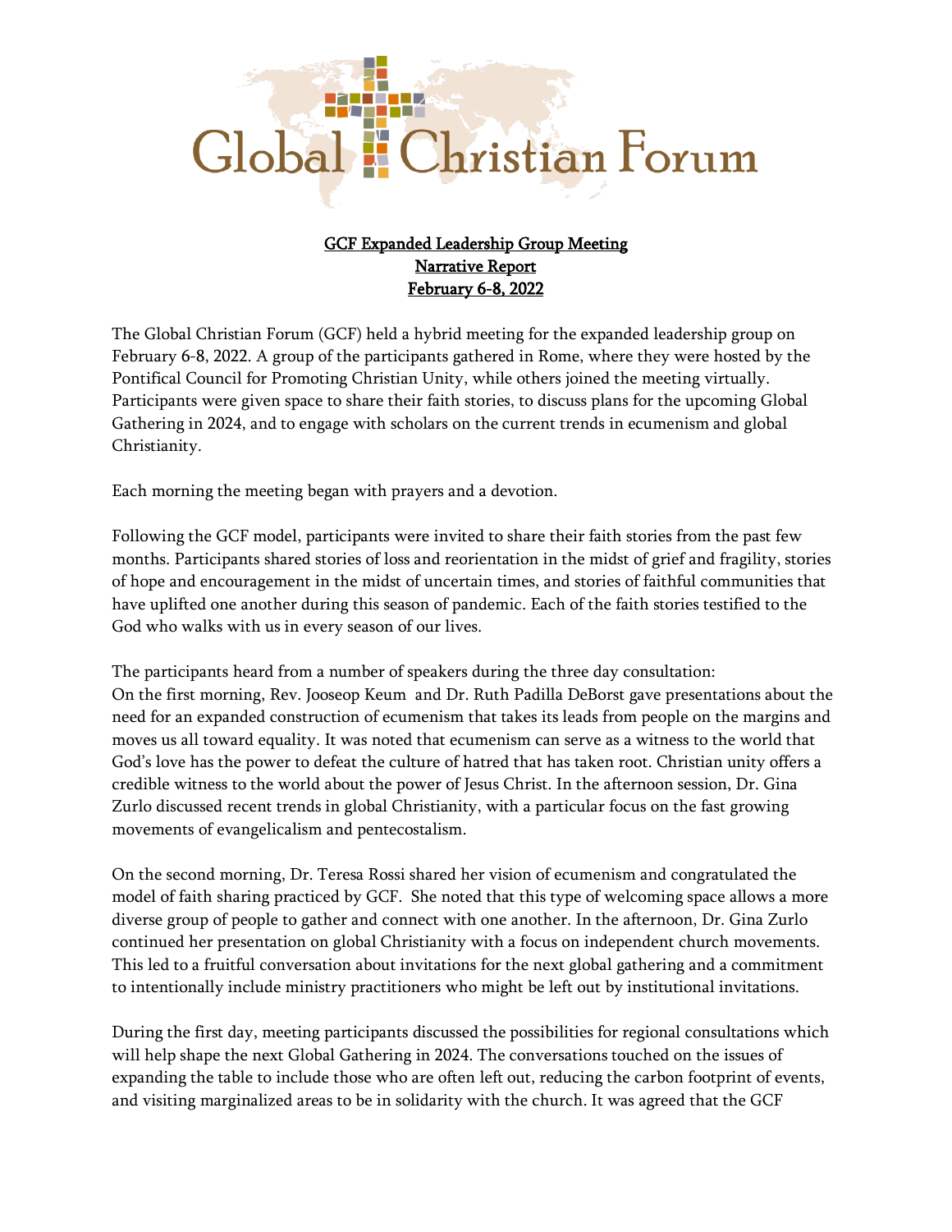# Global Christian Forum

## GCF Expanded Leadership Group Meeting
## Narrative Report
## February 6-8, 2022

The Global Christian Forum (GCF) held a hybrid meeting for the expanded leadership group on February 6-8, 2022. A group of the participants gathered in Rome, where they were hosted by the Pontifical Council for Promoting Christian Unity, while others joined the meeting virtually. Participants were given space to share their faith stories, to discuss plans for the upcoming Global Gathering in 2024, and to engage with scholars on the current trends in ecumenism and global Christianity.

Each morning the meeting began with prayers and a devotion.

Following the GCF model, participants were invited to share their faith stories from the past few months. Participants shared stories of loss and reorientation in the midst of grief and fragility, stories of hope and encouragement in the midst of uncertain times, and stories of faithful communities that have uplifted one another during this season of pandemic. Each of the faith stories testified to the God who walks with us in every season of our lives.

The participants heard from a number of speakers during the three day consultation:
On the first morning, Rev. Jooseop Keum and Dr. Ruth Padilla DeBorst gave presentations about the need for an expanded construction of ecumenism that takes its leads from people on the margins and moves us all toward equality. It was noted that ecumenism can serve as a witness to the world that God's love has the power to defeat the culture of hatred that has taken root. Christian unity offers a credible witness to the world about the power of Jesus Christ. In the afternoon session, Dr. Gina Zurlo discussed recent trends in global Christianity, with a particular focus on the fast growing movements of evangelicalism and pentecostalism.

On the second morning, Dr. Teresa Rossi shared her vision of ecumenism and congratulated the model of faith sharing practiced by GCF. She noted that this type of welcoming space allows a more diverse group of people to gather and connect with one another. In the afternoon, Dr. Gina Zurlo continued her presentation on global Christianity with a focus on independent church movements. This led to a fruitful conversation about invitations for the next global gathering and a commitment to intentionally include ministry practitioners who might be left out by institutional invitations.

During the first day, meeting participants discussed the possibilities for regional consultations which will help shape the next Global Gathering in 2024. The conversations touched on the issues of expanding the table to include those who are often left out, reducing the carbon footprint of events, and visiting marginalized areas to be in solidarity with the church. It was agreed that the GCF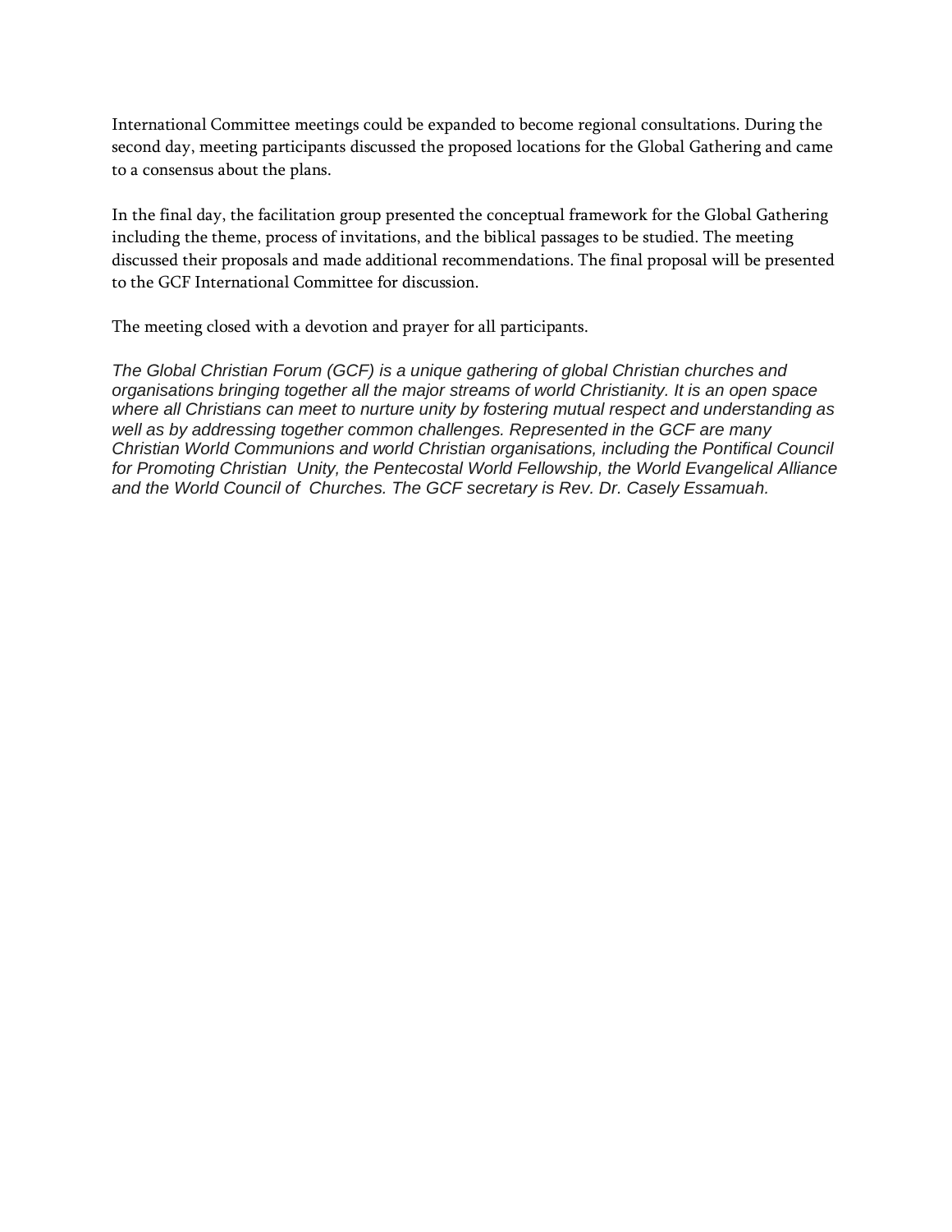International Committee meetings could be expanded to become regional consultations. During the second day, meeting participants discussed the proposed locations for the Global Gathering and came to a consensus about the plans.

In the final day, the facilitation group presented the conceptual framework for the Global Gathering including the theme, process of invitations, and the biblical passages to be studied. The meeting discussed their proposals and made additional recommendations. The final proposal will be presented to the GCF International Committee for discussion.

The meeting closed with a devotion and prayer for all participants.

*The Global Christian Forum (GCF) is a unique gathering of global Christian churches and organisations bringing together all the major streams of world Christianity. It is an open space where all Christians can meet to nurture unity by fostering mutual respect and understanding as well as by addressing together common challenges. Represented in the GCF are many Christian World Communions and world Christian organisations, including the Pontifical Council for Promoting Christian Unity, the Pentecostal World Fellowship, the World Evangelical Alliance and the World Council of Churches. The GCF secretary is Rev. Dr. Casely Essamuah.*